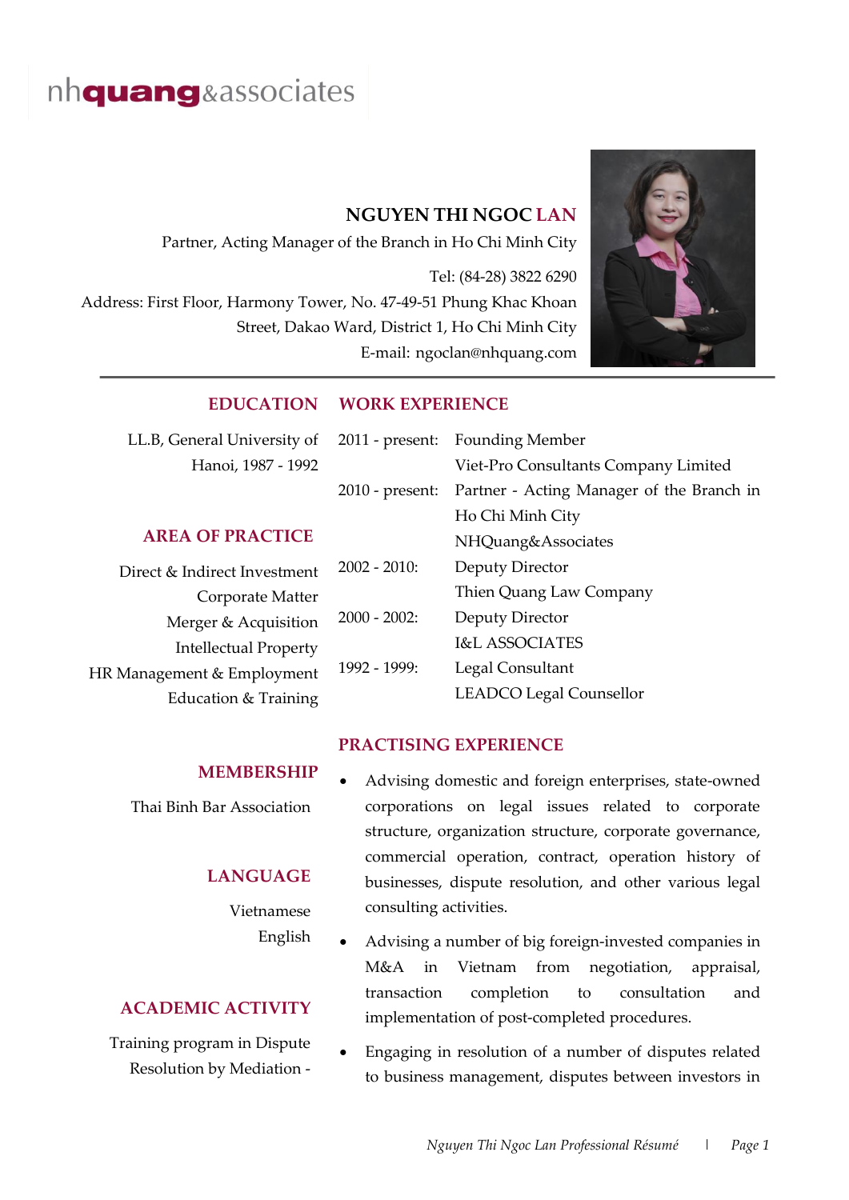nhquang&associates

# NGUYEN THI NGOC LAN

Partner, Acting Manager of the Branch in Ho Chi Minh City

Tel: (84-28) 3822 6290

Address: First Floor, Harmony Tower, No. 47-49-51 Phung Khac Khoan Street, Dakao Ward, District 1, Ho Chi Minh City

E-mail: ngoclan@nhquang.com

## EDUCATION

LL.B, General University of Hanoi, 1987 - 1992

## AREA OF PRACTICE

Direct & Indirect Investment
Corporate Matter
Merger & Acquisition
Intellectual Property
HR Management & Employment
Education & Training

## MEMBERSHIP

Thai Binh Bar Association

## LANGUAGE

Vietnamese
English

## ACADEMIC ACTIVITY

Training program in Dispute Resolution by Mediation -

## WORK EXPERIENCE

| | |
|---|---|
| 2011 - present: | Founding Member<br>Viet-Pro Consultants Company Limited |
| 2010 - present: | Partner - Acting Manager of the Branch in Ho Chi Minh City<br>NHQuang&Associates |
| 2002 - 2010: | Deputy Director<br>Thien Quang Law Company |
| 2000 - 2002: | Deputy Director<br>I&L ASSOCIATES |
| 1992 - 1999: | Legal Consultant<br>LEADCO Legal Counsellor |

## PRACTISING EXPERIENCE

- Advising domestic and foreign enterprises, state-owned corporations on legal issues related to corporate structure, organization structure, corporate governance, commercial operation, contract, operation history of businesses, dispute resolution, and other various legal consulting activities.
- Advising a number of big foreign-invested companies in M&A in Vietnam from negotiation, appraisal, transaction completion to consultation and implementation of post-completed procedures.
- Engaging in resolution of a number of disputes related to business management, disputes between investors in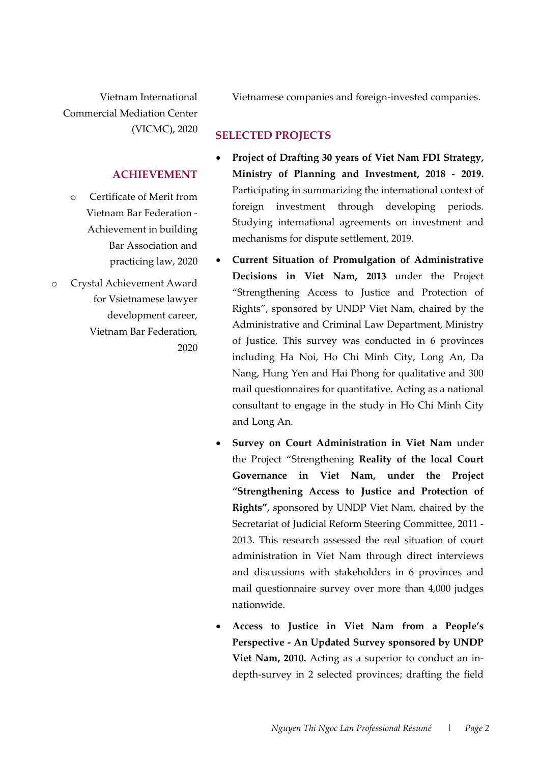Vietnam International Commercial Mediation Center (VICMC), 2020

## ACHIEVEMENT

- Certificate of Merit from Vietnam Bar Federation - Achievement in building Bar Association and practicing law, 2020
- Crystal Achievement Award for Vsietnamese lawyer development career, Vietnam Bar Federation, 2020

Vietnamese companies and foreign-invested companies.

## SELECTED PROJECTS

- **Project of Drafting 30 years of Viet Nam FDI Strategy, Ministry of Planning and Investment, 2018 - 2019.** Participating in summarizing the international context of foreign investment through developing periods. Studying international agreements on investment and mechanisms for dispute settlement, 2019.
- **Current Situation of Promulgation of Administrative Decisions in Viet Nam, 2013** under the Project "Strengthening Access to Justice and Protection of Rights", sponsored by UNDP Viet Nam, chaired by the Administrative and Criminal Law Department, Ministry of Justice. This survey was conducted in 6 provinces including Ha Noi, Ho Chi Minh City, Long An, Da Nang, Hung Yen and Hai Phong for qualitative and 300 mail questionnaires for quantitative. Acting as a national consultant to engage in the study in Ho Chi Minh City and Long An.
- **Survey on Court Administration in Viet Nam** under the Project "Strengthening **Reality of the local Court Governance in Viet Nam, under the Project "Strengthening Access to Justice and Protection of Rights",** sponsored by UNDP Viet Nam, chaired by the Secretariat of Judicial Reform Steering Committee, 2011 - 2013. This research assessed the real situation of court administration in Viet Nam through direct interviews and discussions with stakeholders in 6 provinces and mail questionnaire survey over more than 4,000 judges nationwide.
- **Access to Justice in Viet Nam from a People's Perspective - An Updated Survey sponsored by UNDP Viet Nam, 2010.** Acting as a superior to conduct an in-depth-survey in 2 selected provinces; drafting the field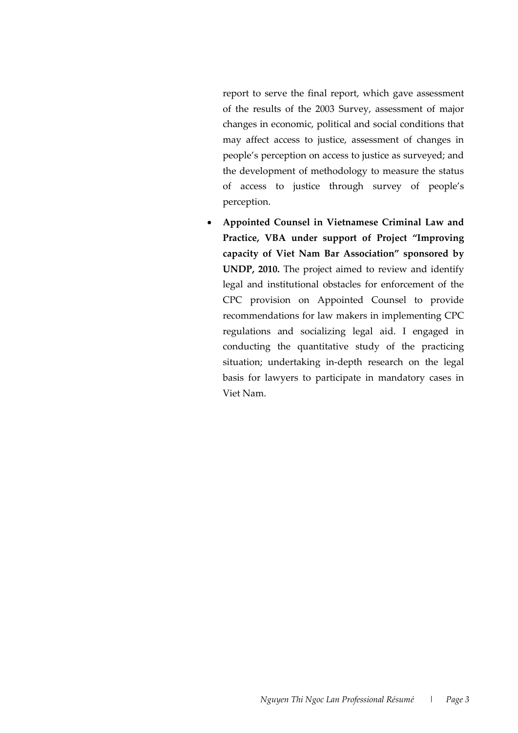report to serve the final report, which gave assessment of the results of the 2003 Survey, assessment of major changes in economic, political and social conditions that may affect access to justice, assessment of changes in people's perception on access to justice as surveyed; and the development of methodology to measure the status of access to justice through survey of people's perception.

- **Appointed Counsel in Vietnamese Criminal Law and Practice, VBA under support of Project "Improving capacity of Viet Nam Bar Association" sponsored by UNDP, 2010.** The project aimed to review and identify legal and institutional obstacles for enforcement of the CPC provision on Appointed Counsel to provide recommendations for law makers in implementing CPC regulations and socializing legal aid. I engaged in conducting the quantitative study of the practicing situation; undertaking in-depth research on the legal basis for lawyers to participate in mandatory cases in Viet Nam.